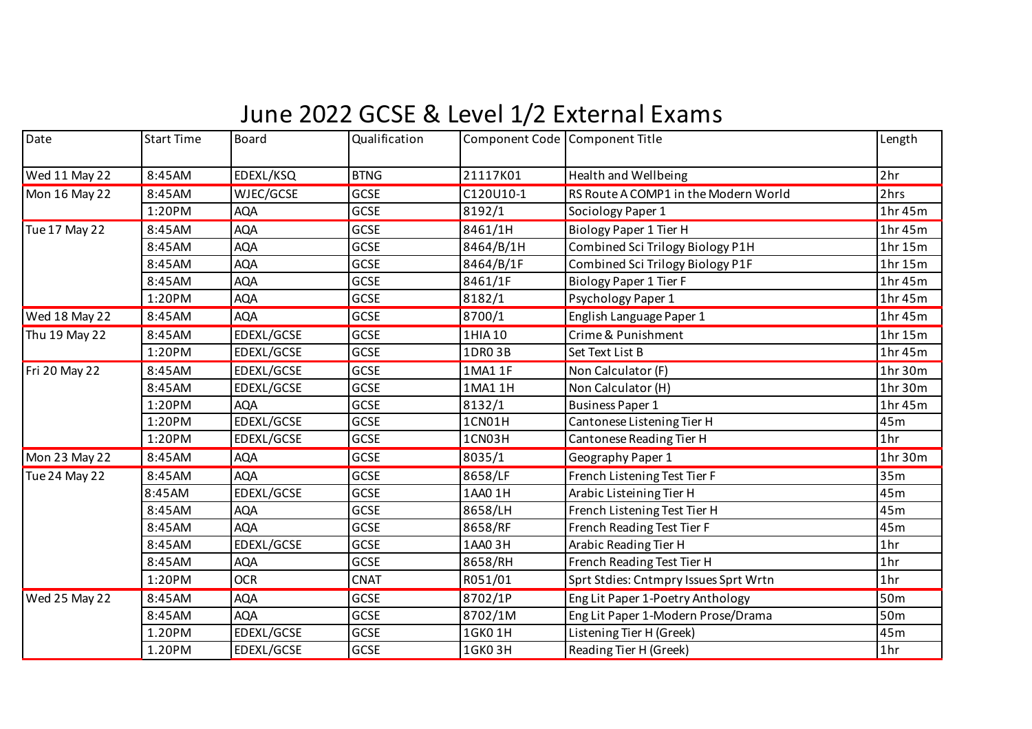# June 2022 GCSE & Level 1/2 External Exams

| Date | Start Time | Board | Qualification | Component Code | Component Title | Length |
|---|---|---|---|---|---|---|
| Wed 11 May 22 | 8:45AM | EDEXL/KSQ | BTNG | 21117K01 | Health and Wellbeing | 2hr |
| Mon 16 May 22 | 8:45AM | WJEC/GCSE | GCSE | C120U10-1 | RS Route A COMP1 in the Modern World | 2hrs |
| | 1:20PM | AQA | GCSE | 8192/1 | Sociology Paper 1 | 1hr 45m |
| Tue 17 May 22 | 8:45AM | AQA | GCSE | 8461/1H | Biology Paper 1 Tier H | 1hr 45m |
| | 8:45AM | AQA | GCSE | 8464/B/1H | Combined Sci Trilogy Biology P1H | 1hr 15m |
| | 8:45AM | AQA | GCSE | 8464/B/1F | Combined Sci Trilogy Biology P1F | 1hr 15m |
| | 8:45AM | AQA | GCSE | 8461/1F | Biology Paper 1 Tier F | 1hr 45m |
| | 1:20PM | AQA | GCSE | 8182/1 | Psychology Paper 1 | 1hr 45m |
| Wed 18 May 22 | 8:45AM | AQA | GCSE | 8700/1 | English Language Paper 1 | 1hr 45m |
| Thu 19 May 22 | 8:45AM | EDEXL/GCSE | GCSE | 1HIA 10 | Crime & Punishment | 1hr 15m |
| | 1:20PM | EDEXL/GCSE | GCSE | 1DR0 3B | Set Text List B | 1hr 45m |
| Fri 20 May 22 | 8:45AM | EDEXL/GCSE | GCSE | 1MA1 1F | Non Calculator (F) | 1hr 30m |
| | 8:45AM | EDEXL/GCSE | GCSE | 1MA1 1H | Non Calculator (H) | 1hr 30m |
| | 1:20PM | AQA | GCSE | 8132/1 | Business Paper 1 | 1hr 45m |
| | 1:20PM | EDEXL/GCSE | GCSE | 1CN01H | Cantonese Listening Tier H | 45m |
| | 1:20PM | EDEXL/GCSE | GCSE | 1CN03H | Cantonese Reading Tier H | 1hr |
| Mon 23 May 22 | 8:45AM | AQA | GCSE | 8035/1 | Geography Paper 1 | 1hr 30m |
| Tue 24 May 22 | 8:45AM | AQA | GCSE | 8658/LF | French Listening Test Tier F | 35m |
| | 8:45AM | EDEXL/GCSE | GCSE | 1AA0 1H | Arabic Listeining Tier H | 45m |
| | 8:45AM | AQA | GCSE | 8658/LH | French Listening Test Tier H | 45m |
| | 8:45AM | AQA | GCSE | 8658/RF | French Reading Test Tier F | 45m |
| | 8:45AM | EDEXL/GCSE | GCSE | 1AA0 3H | Arabic Reading Tier H | 1hr |
| | 8:45AM | AQA | GCSE | 8658/RH | French Reading Test Tier H | 1hr |
| | 1:20PM | OCR | CNAT | R051/01 | Sprt Stdies: Cntmpry Issues Sprt Wrtn | 1hr |
| Wed 25 May 22 | 8:45AM | AQA | GCSE | 8702/1P | Eng Lit Paper 1-Poetry Anthology | 50m |
| | 8:45AM | AQA | GCSE | 8702/1M | Eng Lit Paper 1-Modern Prose/Drama | 50m |
| | 1.20PM | EDEXL/GCSE | GCSE | 1GK0 1H | Listening Tier H (Greek) | 45m |
| | 1.20PM | EDEXL/GCSE | GCSE | 1GK0 3H | Reading Tier H (Greek) | 1hr |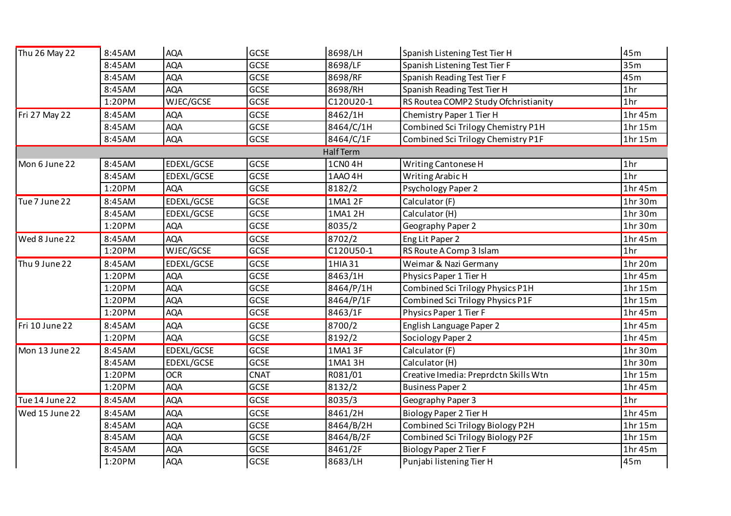| | | | | | | |
|---|---|---|---|---|---|---|
| Thu 26 May 22 | 8:45AM | AQA | GCSE | 8698/LH | Spanish Listening Test Tier H | 45m |
| | 8:45AM | AQA | GCSE | 8698/LF | Spanish Listening Test Tier F | 35m |
| | 8:45AM | AQA | GCSE | 8698/RF | Spanish Reading Test Tier F | 45m |
| | 8:45AM | AQA | GCSE | 8698/RH | Spanish Reading Test Tier H | 1hr |
| | 1:20PM | WJEC/GCSE | GCSE | C120U20-1 | RS Routea COMP2 Study Ofchristianity | 1hr |
| Fri 27 May 22 | 8:45AM | AQA | GCSE | 8462/1H | Chemistry Paper 1 Tier H | 1hr 45m |
| | 8:45AM | AQA | GCSE | 8464/C/1H | Combined Sci Trilogy Chemistry P1H | 1hr 15m |
| | 8:45AM | AQA | GCSE | 8464/C/1F | Combined Sci Trilogy Chemistry P1F | 1hr 15m |
| | | | | Half Term | | |
| Mon 6 June 22 | 8:45AM | EDEXL/GCSE | GCSE | 1CN0 4H | Writing Cantonese H | 1hr |
| | 8:45AM | EDEXL/GCSE | GCSE | 1AAO 4H | Writing Arabic H | 1hr |
| | 1:20PM | AQA | GCSE | 8182/2 | Psychology Paper 2 | 1hr 45m |
| Tue 7 June 22 | 8:45AM | EDEXL/GCSE | GCSE | 1MA1 2F | Calculator (F) | 1hr 30m |
| | 8:45AM | EDEXL/GCSE | GCSE | 1MA1 2H | Calculator (H) | 1hr 30m |
| | 1:20PM | AQA | GCSE | 8035/2 | Geography Paper 2 | 1hr 30m |
| Wed 8 June 22 | 8:45AM | AQA | GCSE | 8702/2 | Eng Lit Paper 2 | 1hr 45m |
| | 1:20PM | WJEC/GCSE | GCSE | C120U50-1 | RS Route A Comp 3 Islam | 1hr |
| Thu 9 June 22 | 8:45AM | EDEXL/GCSE | GCSE | 1HIA 31 | Weimar & Nazi Germany | 1hr 20m |
| | 1:20PM | AQA | GCSE | 8463/1H | Physics Paper 1 Tier H | 1hr 45m |
| | 1:20PM | AQA | GCSE | 8464/P/1H | Combined Sci Trilogy Physics P1H | 1hr 15m |
| | 1:20PM | AQA | GCSE | 8464/P/1F | Combined Sci Trilogy Physics P1F | 1hr 15m |
| | 1:20PM | AQA | GCSE | 8463/1F | Physics Paper 1 Tier F | 1hr 45m |
| Fri 10 June 22 | 8:45AM | AQA | GCSE | 8700/2 | English Language Paper 2 | 1hr 45m |
| | 1:20PM | AQA | GCSE | 8192/2 | Sociology Paper 2 | 1hr 45m |
| Mon 13 June 22 | 8:45AM | EDEXL/GCSE | GCSE | 1MA1 3F | Calculator (F) | 1hr 30m |
| | 8:45AM | EDEXL/GCSE | GCSE | 1MA1 3H | Calculator (H) | 1hr 30m |
| | 1:20PM | OCR | CNAT | R081/01 | Creative Imedia: Preprdctn Skills Wtn | 1hr 15m |
| | 1:20PM | AQA | GCSE | 8132/2 | Business Paper 2 | 1hr 45m |
| Tue 14 June 22 | 8:45AM | AQA | GCSE | 8035/3 | Geography Paper 3 | 1hr |
| Wed 15 June 22 | 8:45AM | AQA | GCSE | 8461/2H | Biology Paper 2 Tier H | 1hr 45m |
| | 8:45AM | AQA | GCSE | 8464/B/2H | Combined Sci Trilogy Biology P2H | 1hr 15m |
| | 8:45AM | AQA | GCSE | 8464/B/2F | Combined Sci Trilogy Biology P2F | 1hr 15m |
| | 8:45AM | AQA | GCSE | 8461/2F | Biology Paper 2 Tier F | 1hr 45m |
| | 1:20PM | AQA | GCSE | 8683/LH | Punjabi listening Tier H | 45m |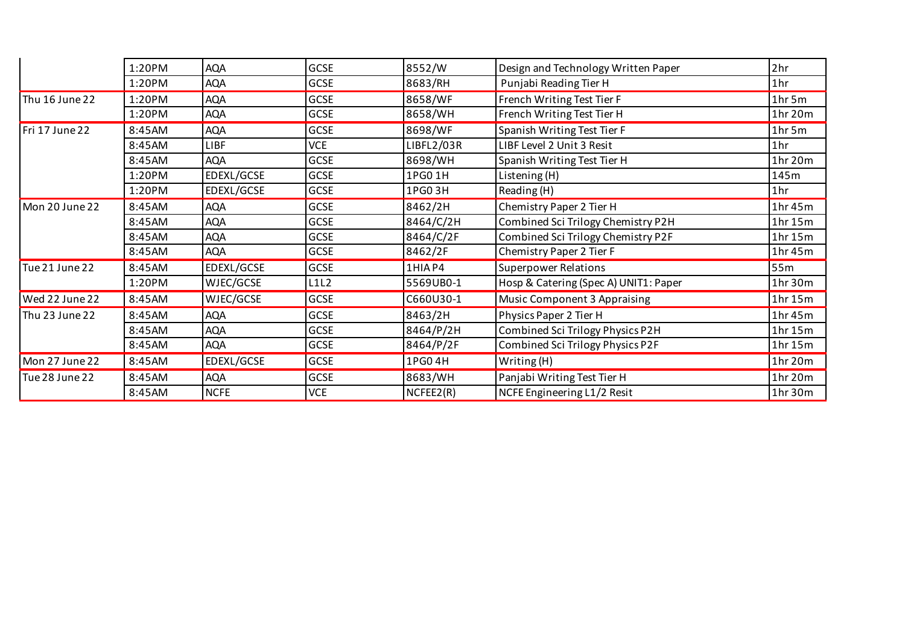| | | | | | | |
|---|---|---|---|---|---|---|
| | 1:20PM | AQA | GCSE | 8552/W | Design and Technology Written Paper | 2hr |
| | 1:20PM | AQA | GCSE | 8683/RH | Punjabi Reading Tier H | 1hr |
| Thu 16 June 22 | 1:20PM | AQA | GCSE | 8658/WF | French Writing Test Tier F | 1hr 5m |
| | 1:20PM | AQA | GCSE | 8658/WH | French Writing Test Tier H | 1hr 20m |
| Fri 17 June 22 | 8:45AM | AQA | GCSE | 8698/WF | Spanish Writing Test Tier F | 1hr 5m |
| | 8:45AM | LIBF | VCE | LIBFL2/03R | LIBF Level 2 Unit 3 Resit | 1hr |
| | 8:45AM | AQA | GCSE | 8698/WH | Spanish Writing Test Tier H | 1hr 20m |
| | 1:20PM | EDEXL/GCSE | GCSE | 1PG0 1H | Listening (H) | 145m |
| | 1:20PM | EDEXL/GCSE | GCSE | 1PG0 3H | Reading (H) | 1hr |
| Mon 20 June 22 | 8:45AM | AQA | GCSE | 8462/2H | Chemistry Paper 2 Tier H | 1hr 45m |
| | 8:45AM | AQA | GCSE | 8464/C/2H | Combined Sci Trilogy Chemistry P2H | 1hr 15m |
| | 8:45AM | AQA | GCSE | 8464/C/2F | Combined Sci Trilogy Chemistry P2F | 1hr 15m |
| | 8:45AM | AQA | GCSE | 8462/2F | Chemistry Paper 2 Tier F | 1hr 45m |
| Tue 21 June 22 | 8:45AM | EDEXL/GCSE | GCSE | 1HIA P4 | Superpower Relations | 55m |
| | 1:20PM | WJEC/GCSE | L1L2 | 5569UB0-1 | Hosp & Catering (Spec A) UNIT1: Paper | 1hr 30m |
| Wed 22 June 22 | 8:45AM | WJEC/GCSE | GCSE | C660U30-1 | Music Component 3 Appraising | 1hr 15m |
| Thu 23 June 22 | 8:45AM | AQA | GCSE | 8463/2H | Physics Paper 2 Tier H | 1hr 45m |
| | 8:45AM | AQA | GCSE | 8464/P/2H | Combined Sci Trilogy Physics P2H | 1hr 15m |
| | 8:45AM | AQA | GCSE | 8464/P/2F | Combined Sci Trilogy Physics P2F | 1hr 15m |
| Mon 27 June 22 | 8:45AM | EDEXL/GCSE | GCSE | 1PG0 4H | Writing (H) | 1hr 20m |
| Tue 28 June 22 | 8:45AM | AQA | GCSE | 8683/WH | Panjabi Writing Test Tier H | 1hr 20m |
| | 8:45AM | NCFE | VCE | NCFEE2(R) | NCFE Engineering L1/2 Resit | 1hr 30m |